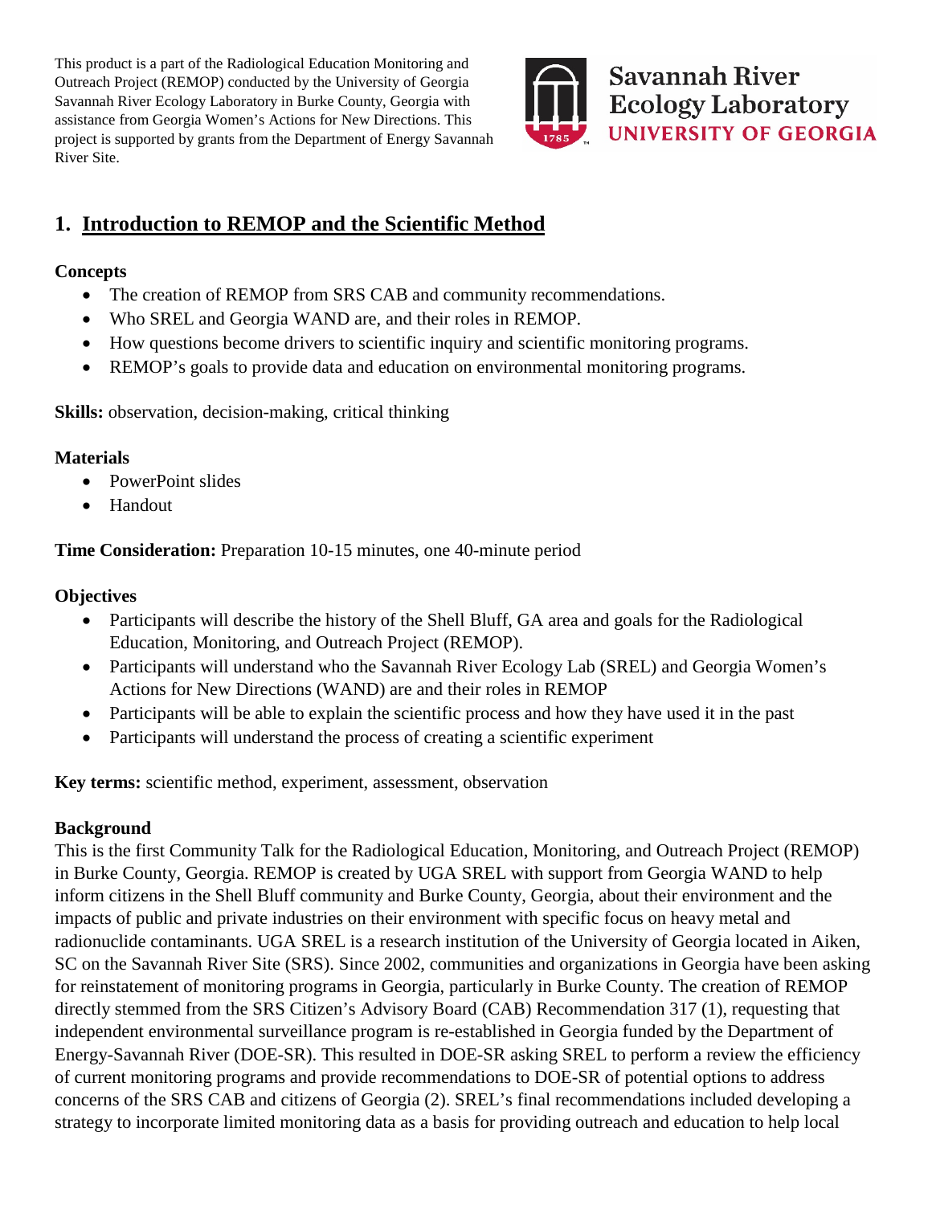This product is a part of the Radiological Education Monitoring and Outreach Project (REMOP) conducted by the University of Georgia Savannah River Ecology Laboratory in Burke County, Georgia with assistance from Georgia Women's Actions for New Directions. This project is supported by grants from the Department of Energy Savannah River Site.

Savannah River Ecology Laboratory
UNIVERSITY OF GEORGIA

## 1. Introduction to REMOP and the Scientific Method

**Concepts**

- The creation of REMOP from SRS CAB and community recommendations.
- Who SREL and Georgia WAND are, and their roles in REMOP.
- How questions become drivers to scientific inquiry and scientific monitoring programs.
- REMOP's goals to provide data and education on environmental monitoring programs.

**Skills:** observation, decision-making, critical thinking

**Materials**

- PowerPoint slides
- Handout

**Time Consideration:** Preparation 10-15 minutes, one 40-minute period

**Objectives**

- Participants will describe the history of the Shell Bluff, GA area and goals for the Radiological Education, Monitoring, and Outreach Project (REMOP).
- Participants will understand who the Savannah River Ecology Lab (SREL) and Georgia Women's Actions for New Directions (WAND) are and their roles in REMOP
- Participants will be able to explain the scientific process and how they have used it in the past
- Participants will understand the process of creating a scientific experiment

**Key terms:** scientific method, experiment, assessment, observation

**Background**

This is the first Community Talk for the Radiological Education, Monitoring, and Outreach Project (REMOP) in Burke County, Georgia. REMOP is created by UGA SREL with support from Georgia WAND to help inform citizens in the Shell Bluff community and Burke County, Georgia, about their environment and the impacts of public and private industries on their environment with specific focus on heavy metal and radionuclide contaminants. UGA SREL is a research institution of the University of Georgia located in Aiken, SC on the Savannah River Site (SRS). Since 2002, communities and organizations in Georgia have been asking for reinstatement of monitoring programs in Georgia, particularly in Burke County. The creation of REMOP directly stemmed from the SRS Citizen's Advisory Board (CAB) Recommendation 317 (1), requesting that independent environmental surveillance program is re-established in Georgia funded by the Department of Energy-Savannah River (DOE-SR). This resulted in DOE-SR asking SREL to perform a review the efficiency of current monitoring programs and provide recommendations to DOE-SR of potential options to address concerns of the SRS CAB and citizens of Georgia (2). SREL's final recommendations included developing a strategy to incorporate limited monitoring data as a basis for providing outreach and education to help local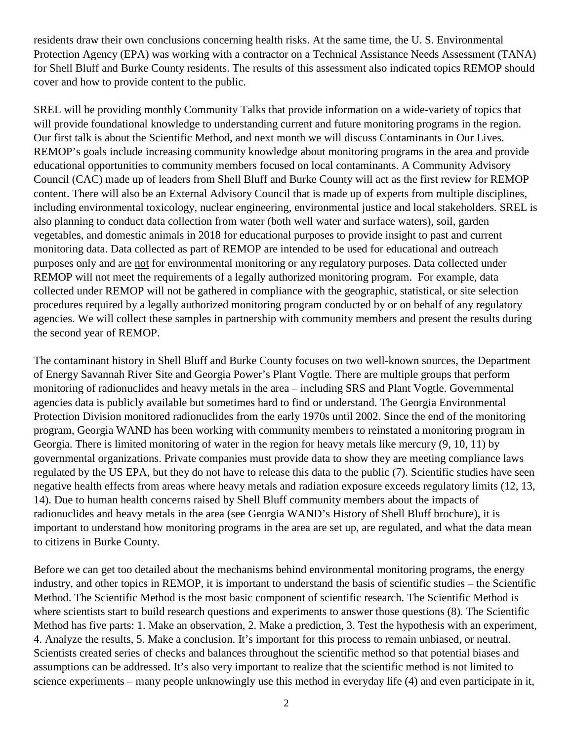residents draw their own conclusions concerning health risks. At the same time, the U. S. Environmental Protection Agency (EPA) was working with a contractor on a Technical Assistance Needs Assessment (TANA) for Shell Bluff and Burke County residents. The results of this assessment also indicated topics REMOP should cover and how to provide content to the public.

SREL will be providing monthly Community Talks that provide information on a wide-variety of topics that will provide foundational knowledge to understanding current and future monitoring programs in the region. Our first talk is about the Scientific Method, and next month we will discuss Contaminants in Our Lives. REMOP's goals include increasing community knowledge about monitoring programs in the area and provide educational opportunities to community members focused on local contaminants. A Community Advisory Council (CAC) made up of leaders from Shell Bluff and Burke County will act as the first review for REMOP content. There will also be an External Advisory Council that is made up of experts from multiple disciplines, including environmental toxicology, nuclear engineering, environmental justice and local stakeholders. SREL is also planning to conduct data collection from water (both well water and surface waters), soil, garden vegetables, and domestic animals in 2018 for educational purposes to provide insight to past and current monitoring data. Data collected as part of REMOP are intended to be used for educational and outreach purposes only and are <u>not</u> for environmental monitoring or any regulatory purposes. Data collected under REMOP will not meet the requirements of a legally authorized monitoring program. For example, data collected under REMOP will not be gathered in compliance with the geographic, statistical, or site selection procedures required by a legally authorized monitoring program conducted by or on behalf of any regulatory agencies. We will collect these samples in partnership with community members and present the results during the second year of REMOP.

The contaminant history in Shell Bluff and Burke County focuses on two well-known sources, the Department of Energy Savannah River Site and Georgia Power's Plant Vogtle. There are multiple groups that perform monitoring of radionuclides and heavy metals in the area – including SRS and Plant Vogtle. Governmental agencies data is publicly available but sometimes hard to find or understand. The Georgia Environmental Protection Division monitored radionuclides from the early 1970s until 2002. Since the end of the monitoring program, Georgia WAND has been working with community members to reinstated a monitoring program in Georgia. There is limited monitoring of water in the region for heavy metals like mercury (9, 10, 11) by governmental organizations. Private companies must provide data to show they are meeting compliance laws regulated by the US EPA, but they do not have to release this data to the public (7). Scientific studies have seen negative health effects from areas where heavy metals and radiation exposure exceeds regulatory limits (12, 13, 14). Due to human health concerns raised by Shell Bluff community members about the impacts of radionuclides and heavy metals in the area (see Georgia WAND's History of Shell Bluff brochure), it is important to understand how monitoring programs in the area are set up, are regulated, and what the data mean to citizens in Burke County.

Before we can get too detailed about the mechanisms behind environmental monitoring programs, the energy industry, and other topics in REMOP, it is important to understand the basis of scientific studies – the Scientific Method. The Scientific Method is the most basic component of scientific research. The Scientific Method is where scientists start to build research questions and experiments to answer those questions (8). The Scientific Method has five parts: 1. Make an observation, 2. Make a prediction, 3. Test the hypothesis with an experiment, 4. Analyze the results, 5. Make a conclusion. It's important for this process to remain unbiased, or neutral. Scientists created series of checks and balances throughout the scientific method so that potential biases and assumptions can be addressed. It's also very important to realize that the scientific method is not limited to science experiments – many people unknowingly use this method in everyday life (4) and even participate in it,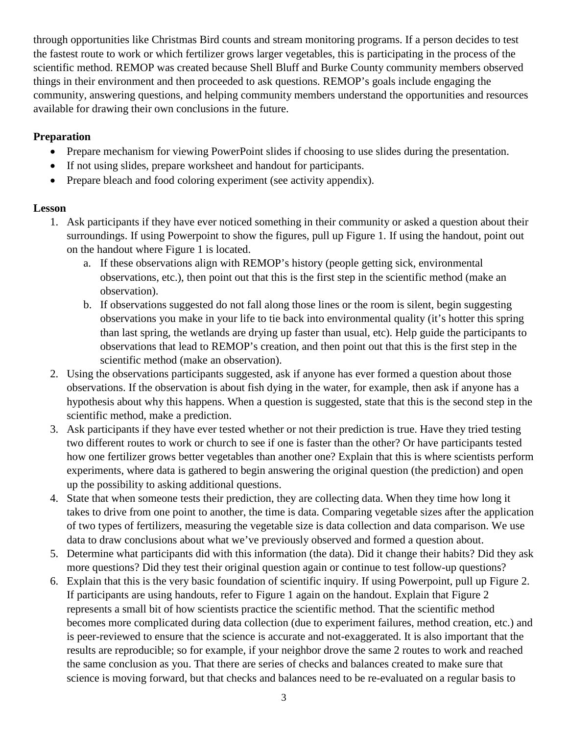through opportunities like Christmas Bird counts and stream monitoring programs. If a person decides to test the fastest route to work or which fertilizer grows larger vegetables, this is participating in the process of the scientific method. REMOP was created because Shell Bluff and Burke County community members observed things in their environment and then proceeded to ask questions. REMOP's goals include engaging the community, answering questions, and helping community members understand the opportunities and resources available for drawing their own conclusions in the future.

**Preparation**

- Prepare mechanism for viewing PowerPoint slides if choosing to use slides during the presentation.
- If not using slides, prepare worksheet and handout for participants.
- Prepare bleach and food coloring experiment (see activity appendix).

**Lesson**

1. Ask participants if they have ever noticed something in their community or asked a question about their surroundings. If using Powerpoint to show the figures, pull up Figure 1. If using the handout, point out on the handout where Figure 1 is located.
    a. If these observations align with REMOP's history (people getting sick, environmental observations, etc.), then point out that this is the first step in the scientific method (make an observation).
    b. If observations suggested do not fall along those lines or the room is silent, begin suggesting observations you make in your life to tie back into environmental quality (it's hotter this spring than last spring, the wetlands are drying up faster than usual, etc). Help guide the participants to observations that lead to REMOP's creation, and then point out that this is the first step in the scientific method (make an observation).
2. Using the observations participants suggested, ask if anyone has ever formed a question about those observations. If the observation is about fish dying in the water, for example, then ask if anyone has a hypothesis about why this happens. When a question is suggested, state that this is the second step in the scientific method, make a prediction.
3. Ask participants if they have ever tested whether or not their prediction is true. Have they tried testing two different routes to work or church to see if one is faster than the other? Or have participants tested how one fertilizer grows better vegetables than another one? Explain that this is where scientists perform experiments, where data is gathered to begin answering the original question (the prediction) and open up the possibility to asking additional questions.
4. State that when someone tests their prediction, they are collecting data. When they time how long it takes to drive from one point to another, the time is data. Comparing vegetable sizes after the application of two types of fertilizers, measuring the vegetable size is data collection and data comparison. We use data to draw conclusions about what we've previously observed and formed a question about.
5. Determine what participants did with this information (the data). Did it change their habits? Did they ask more questions? Did they test their original question again or continue to test follow-up questions?
6. Explain that this is the very basic foundation of scientific inquiry. If using Powerpoint, pull up Figure 2. If participants are using handouts, refer to Figure 1 again on the handout. Explain that Figure 2 represents a small bit of how scientists practice the scientific method. That the scientific method becomes more complicated during data collection (due to experiment failures, method creation, etc.) and is peer-reviewed to ensure that the science is accurate and not-exaggerated. It is also important that the results are reproducible; so for example, if your neighbor drove the same 2 routes to work and reached the same conclusion as you. That there are series of checks and balances created to make sure that science is moving forward, but that checks and balances need to be re-evaluated on a regular basis to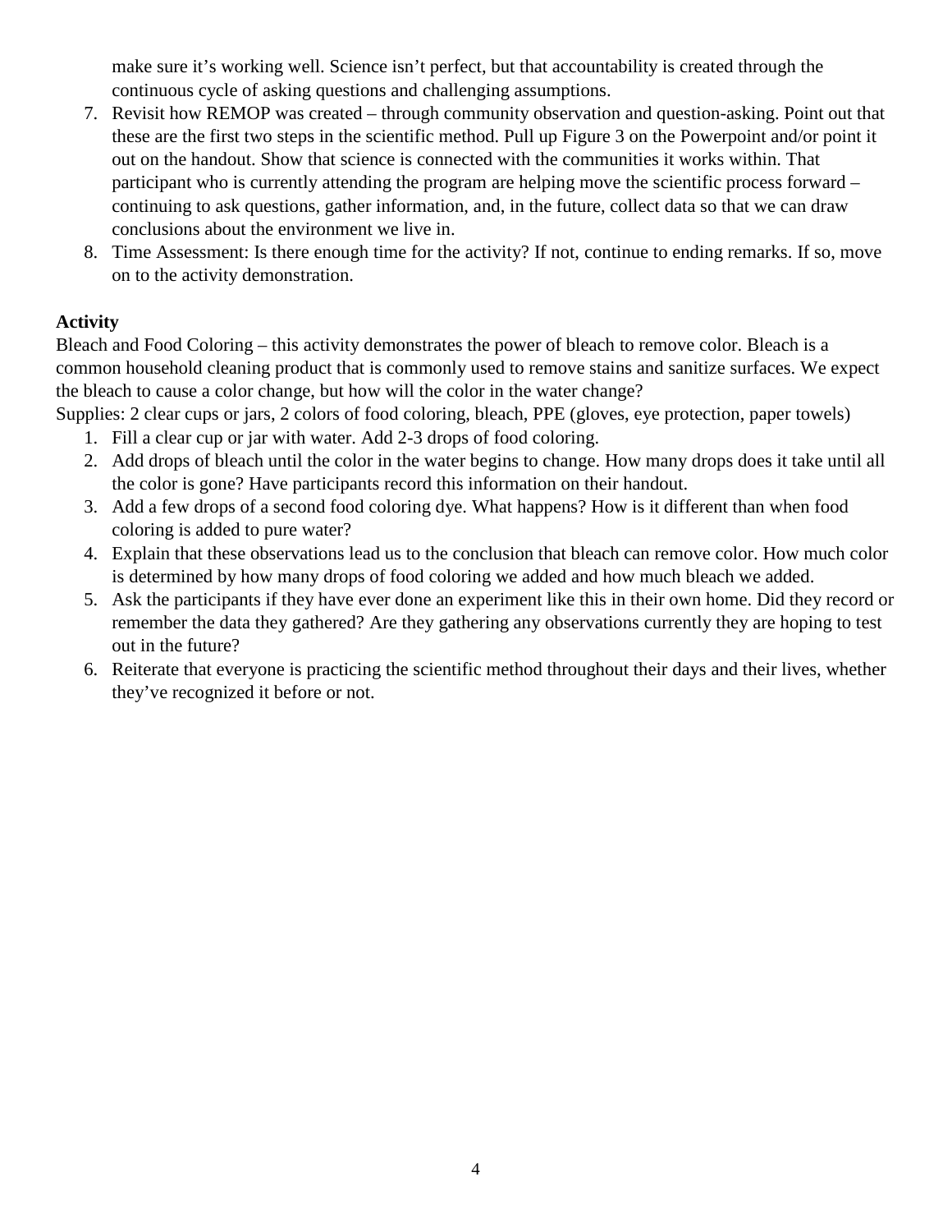make sure it's working well. Science isn't perfect, but that accountability is created through the continuous cycle of asking questions and challenging assumptions.

7. Revisit how REMOP was created – through community observation and question-asking. Point out that these are the first two steps in the scientific method. Pull up Figure 3 on the Powerpoint and/or point it out on the handout. Show that science is connected with the communities it works within. That participant who is currently attending the program are helping move the scientific process forward – continuing to ask questions, gather information, and, in the future, collect data so that we can draw conclusions about the environment we live in.
8. Time Assessment: Is there enough time for the activity? If not, continue to ending remarks. If so, move on to the activity demonstration.

**Activity**

Bleach and Food Coloring – this activity demonstrates the power of bleach to remove color. Bleach is a common household cleaning product that is commonly used to remove stains and sanitize surfaces. We expect the bleach to cause a color change, but how will the color in the water change?

Supplies: 2 clear cups or jars, 2 colors of food coloring, bleach, PPE (gloves, eye protection, paper towels)

1. Fill a clear cup or jar with water. Add 2-3 drops of food coloring.
2. Add drops of bleach until the color in the water begins to change. How many drops does it take until all the color is gone? Have participants record this information on their handout.
3. Add a few drops of a second food coloring dye. What happens? How is it different than when food coloring is added to pure water?
4. Explain that these observations lead us to the conclusion that bleach can remove color. How much color is determined by how many drops of food coloring we added and how much bleach we added.
5. Ask the participants if they have ever done an experiment like this in their own home. Did they record or remember the data they gathered? Are they gathering any observations currently they are hoping to test out in the future?
6. Reiterate that everyone is practicing the scientific method throughout their days and their lives, whether they've recognized it before or not.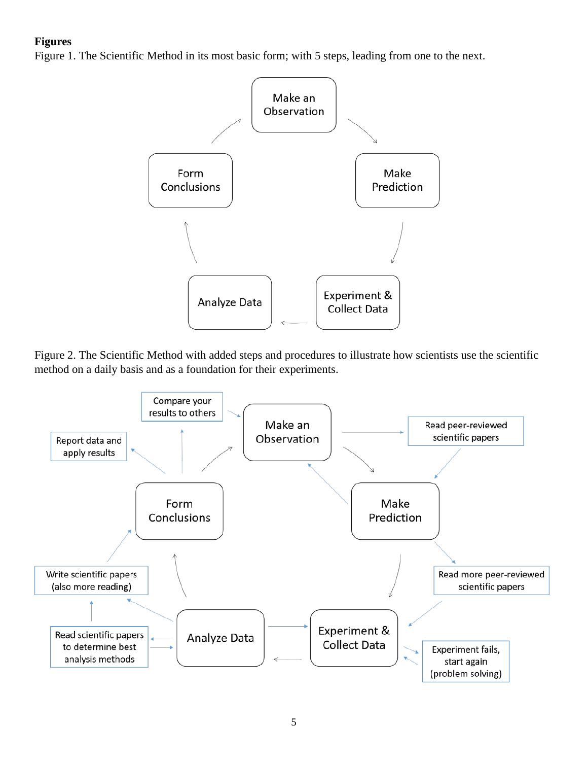**Figures**

Figure 1. The Scientific Method in its most basic form; with 5 steps, leading from one to the next.

Figure 2. The Scientific Method with added steps and procedures to illustrate how scientists use the scientific method on a daily basis and as a foundation for their experiments.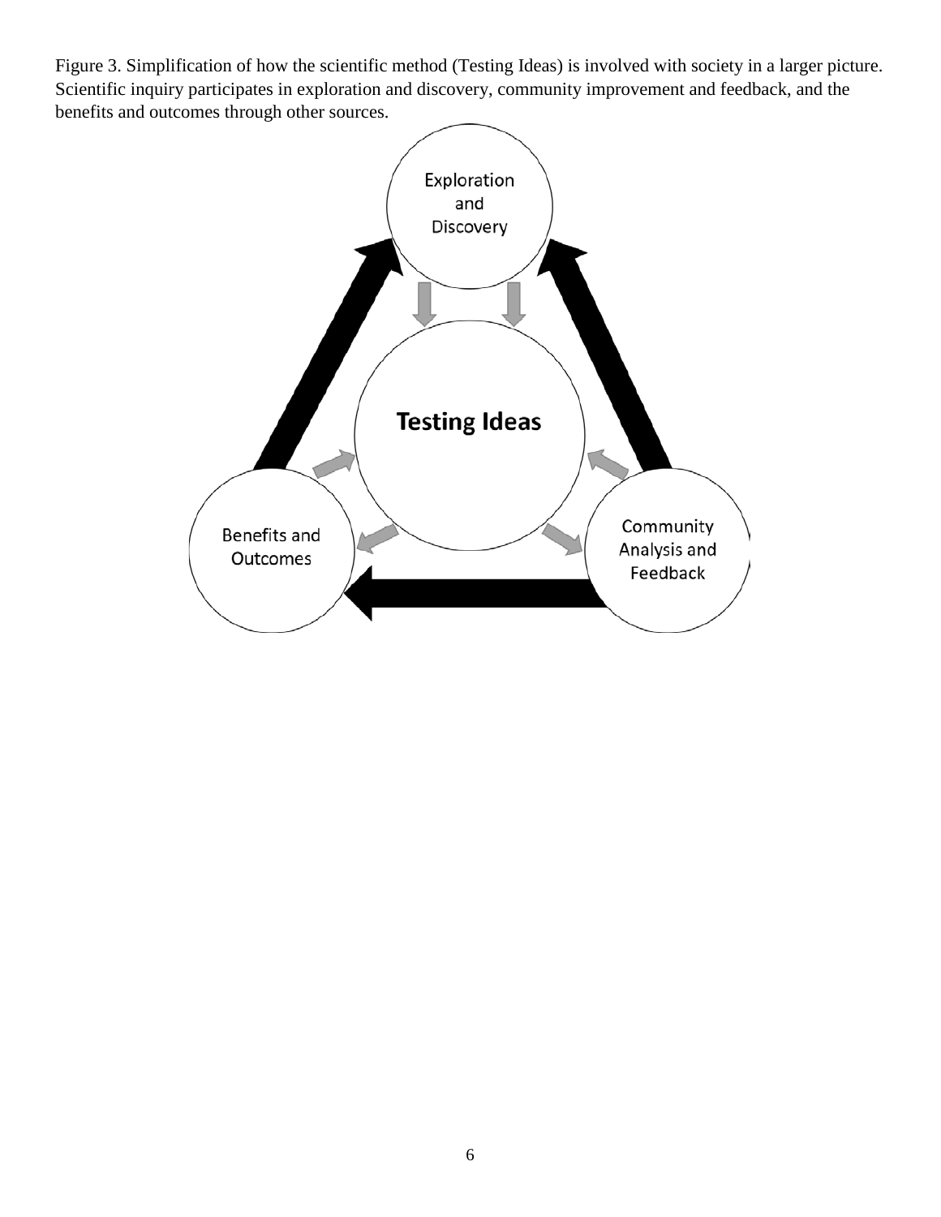Figure 3. Simplification of how the scientific method (Testing Ideas) is involved with society in a larger picture. Scientific inquiry participates in exploration and discovery, community improvement and feedback, and the benefits and outcomes through other sources.

Exploration and Discovery

Testing Ideas

Benefits and Outcomes

Community Analysis and Feedback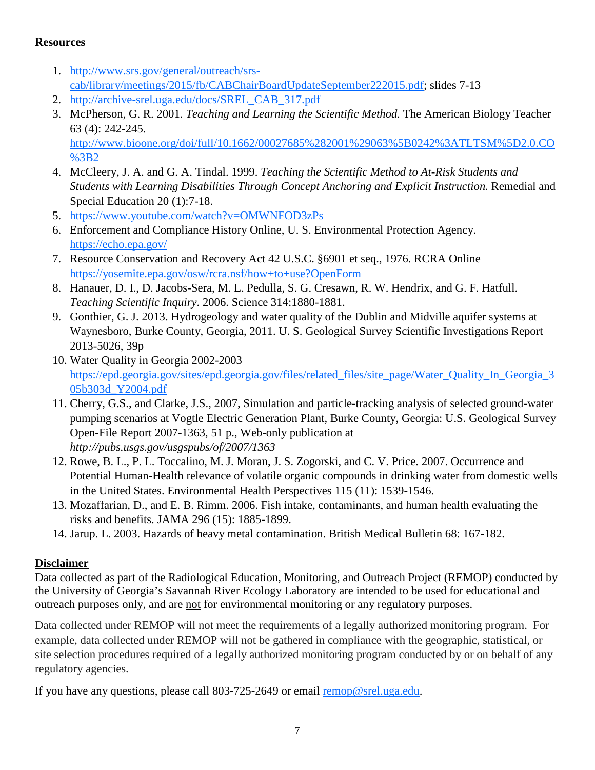**Resources**

1. http://www.srs.gov/general/outreach/srs-cab/library/meetings/2015/fb/CABChairBoardUpdateSeptember222015.pdf; slides 7-13
2. http://archive-srel.uga.edu/docs/SREL_CAB_317.pdf
3. McPherson, G. R. 2001. *Teaching and Learning the Scientific Method.* The American Biology Teacher 63 (4): 242-245. http://www.bioone.org/doi/full/10.1662/00027685%282001%29063%5B0242%3ATLTSM%5D2.0.CO%3B2
4. McCleery, J. A. and G. A. Tindal. 1999. *Teaching the Scientific Method to At-Risk Students and Students with Learning Disabilities Through Concept Anchoring and Explicit Instruction.* Remedial and Special Education 20 (1):7-18.
5. https://www.youtube.com/watch?v=OMWNFOD3zPs
6. Enforcement and Compliance History Online, U. S. Environmental Protection Agency. https://echo.epa.gov/
7. Resource Conservation and Recovery Act 42 U.S.C. §6901 et seq., 1976. RCRA Online https://yosemite.epa.gov/osw/rcra.nsf/how+to+use?OpenForm
8. Hanauer, D. I., D. Jacobs-Sera, M. L. Pedulla, S. G. Cresawn, R. W. Hendrix, and G. F. Hatfull. *Teaching Scientific Inquiry*. 2006. Science 314:1880-1881.
9. Gonthier, G. J. 2013. Hydrogeology and water quality of the Dublin and Midville aquifer systems at Waynesboro, Burke County, Georgia, 2011. U. S. Geological Survey Scientific Investigations Report 2013-5026, 39p
10. Water Quality in Georgia 2002-2003 https://epd.georgia.gov/sites/epd.georgia.gov/files/related_files/site_page/Water_Quality_In_Georgia_305b303d_Y2004.pdf
11. Cherry, G.S., and Clarke, J.S., 2007, Simulation and particle-tracking analysis of selected ground-water pumping scenarios at Vogtle Electric Generation Plant, Burke County, Georgia: U.S. Geological Survey Open-File Report 2007-1363, 51 p., Web-only publication at *http://pubs.usgs.gov/usgspubs/of/2007/1363*
12. Rowe, B. L., P. L. Toccalino, M. J. Moran, J. S. Zogorski, and C. V. Price. 2007. Occurrence and Potential Human-Health relevance of volatile organic compounds in drinking water from domestic wells in the United States. Environmental Health Perspectives 115 (11): 1539-1546.
13. Mozaffarian, D., and E. B. Rimm. 2006. Fish intake, contaminants, and human health evaluating the risks and benefits. JAMA 296 (15): 1885-1899.
14. Jarup. L. 2003. Hazards of heavy metal contamination. British Medical Bulletin 68: 167-182.

**Disclaimer**

Data collected as part of the Radiological Education, Monitoring, and Outreach Project (REMOP) conducted by the University of Georgia's Savannah River Ecology Laboratory are intended to be used for educational and outreach purposes only, and are not for environmental monitoring or any regulatory purposes.

Data collected under REMOP will not meet the requirements of a legally authorized monitoring program. For example, data collected under REMOP will not be gathered in compliance with the geographic, statistical, or site selection procedures required of a legally authorized monitoring program conducted by or on behalf of any regulatory agencies.

If you have any questions, please call 803-725-2649 or email remop@srel.uga.edu.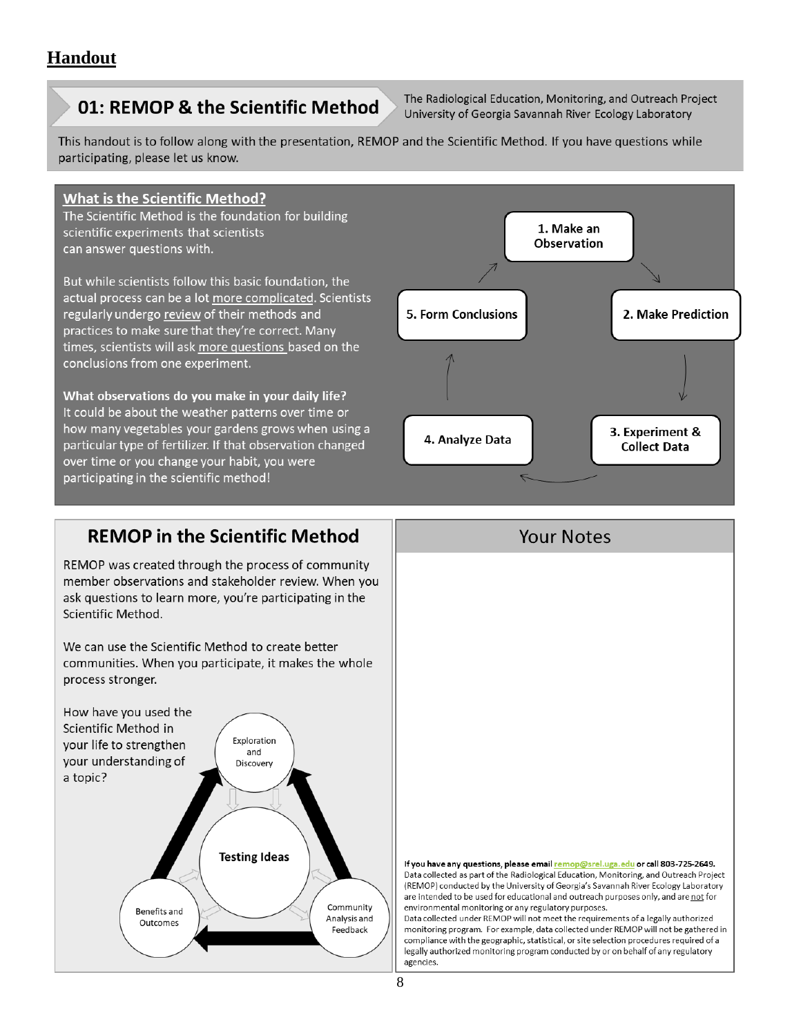# Handout

## 01: REMOP & the Scientific Method

The Radiological Education, Monitoring, and Outreach Project
University of Georgia Savannah River Ecology Laboratory

This handout is to follow along with the presentation, REMOP and the Scientific Method. If you have questions while participating, please let us know.

### What is the Scientific Method?

The Scientific Method is the foundation for building scientific experiments that scientists can answer questions with.

But while scientists follow this basic foundation, the actual process can be a lot more complicated. Scientists regularly undergo review of their methods and practices to make sure that they're correct. Many times, scientists will ask more questions based on the conclusions from one experiment.

**What observations do you make in your daily life?** It could be about the weather patterns over time or how many vegetables your gardens grows when using a particular type of fertilizer. If that observation changed over time or you change your habit, you were participating in the scientific method!

1. Make an Observation
2. Make Prediction
3. Experiment & Collect Data
4. Analyze Data
5. Form Conclusions

### REMOP in the Scientific Method

REMOP was created through the process of community member observations and stakeholder review. When you ask questions to learn more, you're participating in the Scientific Method.

We can use the Scientific Method to create better communities. When you participate, it makes the whole process stronger.

How have you used the Scientific Method in your life to strengthen your understanding of a topic?

Exploration and Discovery

Testing Ideas

Benefits and Outcomes

Community Analysis and Feedback

### Your Notes

If you have any questions, please email remop@srel.uga.edu or call 803-725-2649.
Data collected as part of the Radiological Education, Monitoring, and Outreach Project (REMOP) conducted by the University of Georgia's Savannah River Ecology Laboratory are intended to be used for educational and outreach purposes only, and are not for environmental monitoring or any regulatory purposes.
Data collected under REMOP will not meet the requirements of a legally authorized monitoring program. For example, data collected under REMOP will not be gathered in compliance with the geographic, statistical, or site selection procedures required of a legally authorized monitoring program conducted by or on behalf of any regulatory agencies.